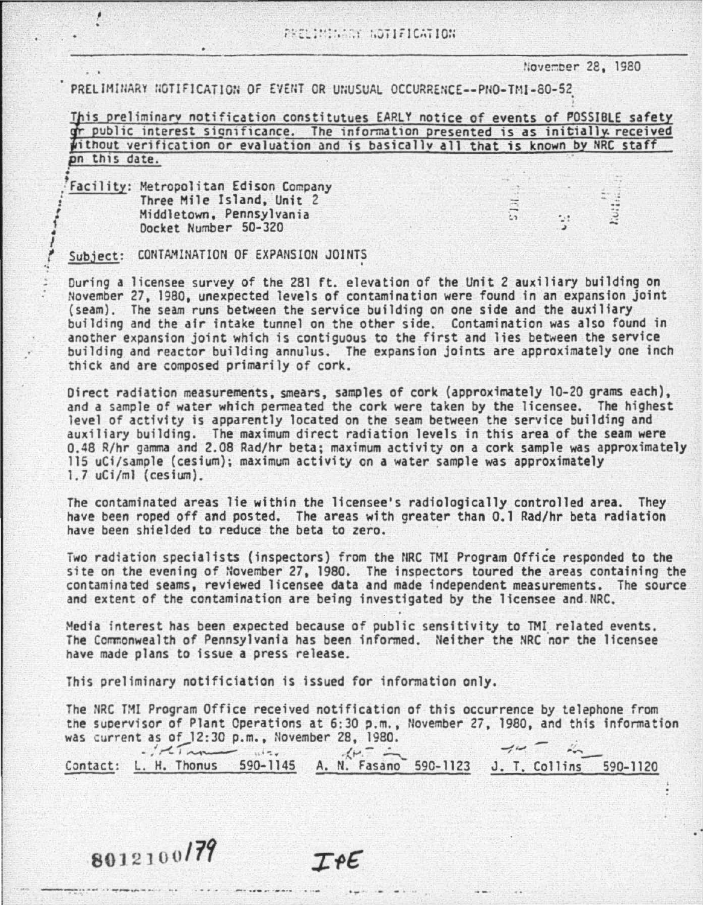PRELIMINARY NOTIFICATION

November 28, 1980

PRELIMINARY NOTIFICATION OF EVENT OR UNUSUAL OCCURRENCE--PNO-TMI-80-52

This preliminary notification constitutues EARLY notice of events of POSSIBLE safety or public interest significance. The information presented is as initially received without verification or evaluation and is basically all that is known by NRC staff on this date.

Facility: Metropolitan Edison Company
Three Mile Island, Unit 2
Middletown, Pennsylvania
Docket Number 50-320

Subject: CONTAMINATION OF EXPANSION JOINTS

During a licensee survey of the 281 ft. elevation of the Unit 2 auxiliary building on November 27, 1980, unexpected levels of contamination were found in an expansion joint (seam). The seam runs between the service building on one side and the auxiliary building and the air intake tunnel on the other side. Contamination was also found in another expansion joint which is contiguous to the first and lies between the service building and reactor building annulus. The expansion joints are approximately one inch thick and are composed primarily of cork.

Direct radiation measurements, smears, samples of cork (approximately 10-20 grams each), and a sample of water which permeated the cork were taken by the licensee. The highest level of activity is apparently located on the seam between the service building and auxiliary building. The maximum direct radiation levels in this area of the seam were 0.48 R/hr gamma and 2.08 Rad/hr beta; maximum activity on a cork sample was approximately 115 uCi/sample (cesium); maximum activity on a water sample was approximately 1.7 uCi/ml (cesium).

The contaminated areas lie within the licensee's radiologically controlled area. They have been roped off and posted. The areas with greater than 0.1 Rad/hr beta radiation have been shielded to reduce the beta to zero.

Two radiation specialists (inspectors) from the NRC TMI Program Office responded to the site on the evening of November 27, 1980. The inspectors toured the areas containing the contaminated seams, reviewed licensee data and made independent measurements. The source and extent of the contamination are being investigated by the licensee and NRC.

Media interest has been expected because of public sensitivity to TMI related events. The Commonwealth of Pennsylvania has been informed. Neither the NRC nor the licensee have made plans to issue a press release.

This preliminary notificiation is issued for information only.

The NRC TMI Program Office received notification of this occurrence by telephone from the supervisor of Plant Operations at 6:30 p.m., November 27, 1980, and this information was current as of 12:30 p.m., November 28, 1980.

Contact: L. H. Thonus 590-1145 A. N. Fasano 590-1123 J. T. Collins 590-1120

8012100179

IPE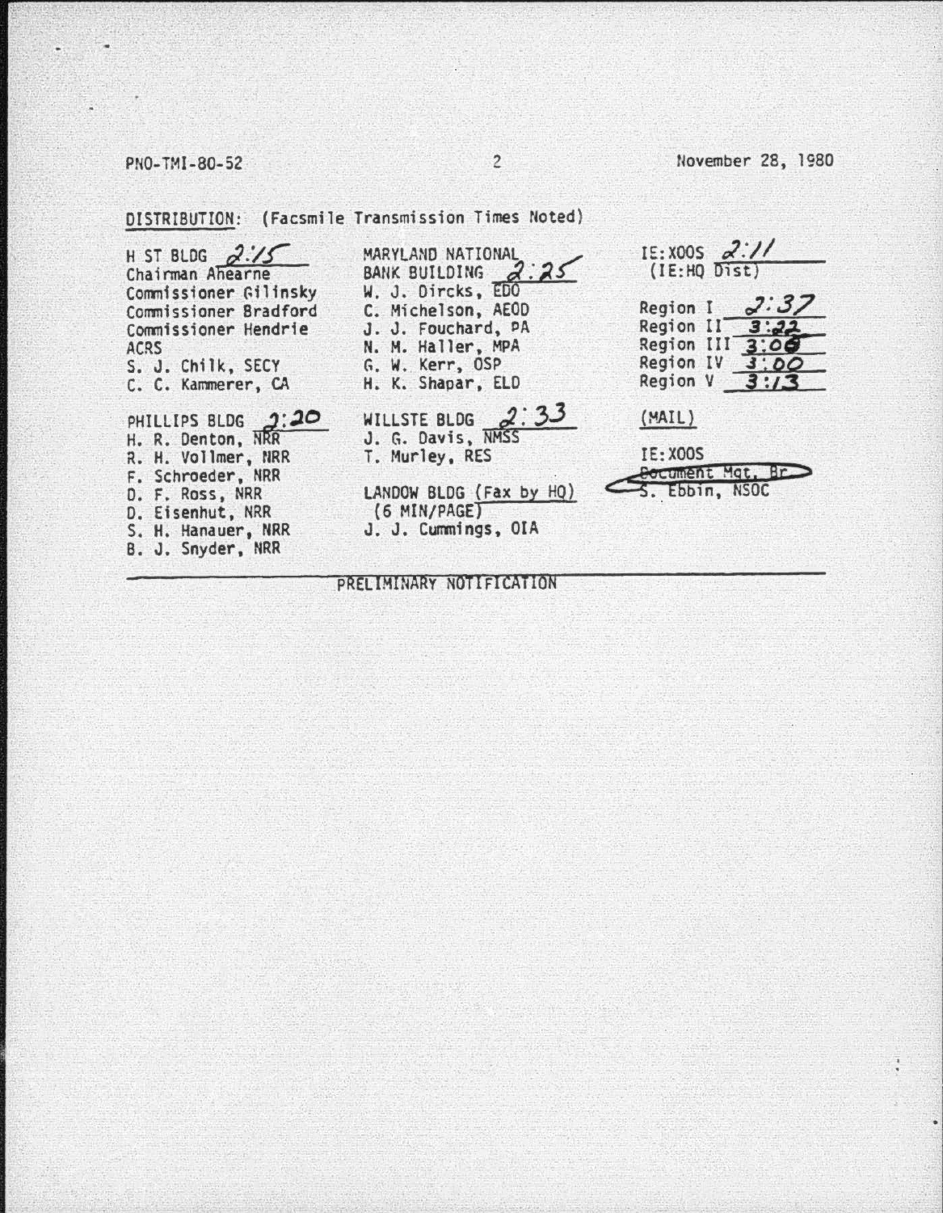PNO-TMI-80-52 November 28, 1980

DISTRIBUTION: (Facsmile Transmission Times Noted)

H ST BLDG 2:15
Chairman Ahearne
Commissioner Gilinsky
Commissioner Bradford
Commissioner Hendrie
ACRS
S. J. Chilk, SECY
C. C. Kammerer, CA

PHILLIPS BLDG 2:20
H. R. Denton, NRR
R. H. Vollmer, NRR
F. Schroeder, NRR
D. F. Ross, NRR
D. Eisenhut, NRR
S. H. Hanauer, NRR
B. J. Snyder, NRR

MARYLAND NATIONAL BANK BUILDING 2:25
W. J. Dircks, EDO
C. Michelson, AEOD
J. J. Fouchard, PA
N. M. Haller, MPA
G. W. Kerr, OSP
H. K. Shapar, ELD

WILLSTE BLDG 2:33
J. G. Davis, NMSS
T. Murley, RES

LANDOW BLDG (Fax by HQ) (6 MIN/PAGE)
J. J. Cummings, OIA

IE:XOOS 2:11
(IE:HQ Dist)

Region I 2:37
Region II 3:22
Region III 3:08
Region IV 3:00
Region V 3:13

(MAIL)

IE:XOOS
~~Document Mgt. Br~~
S. Ebbin, NSOC

PRELIMINARY NOTIFICATION